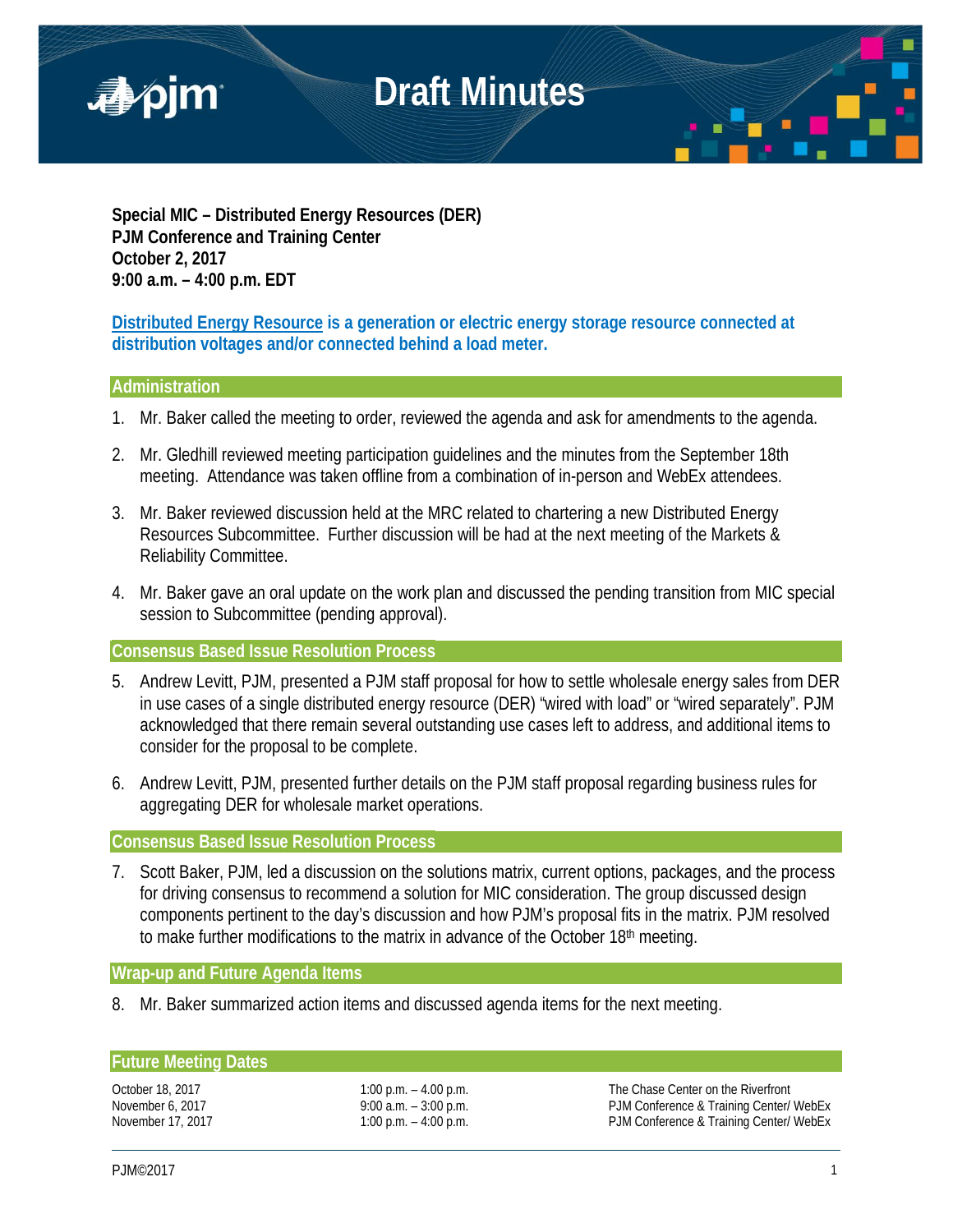# Draft Minutes

**Special MIC – Distributed Energy Resources (DER)**
**PJM Conference and Training Center**
**October 2, 2017**
**9:00 a.m. – 4:00 p.m. EDT**

**Distributed Energy Resource is a generation or electric energy storage resource connected at distribution voltages and/or connected behind a load meter.**

## Administration

1. Mr. Baker called the meeting to order, reviewed the agenda and ask for amendments to the agenda.

2. Mr. Gledhill reviewed meeting participation guidelines and the minutes from the September 18th meeting. Attendance was taken offline from a combination of in-person and WebEx attendees.

3. Mr. Baker reviewed discussion held at the MRC related to chartering a new Distributed Energy Resources Subcommittee. Further discussion will be had at the next meeting of the Markets & Reliability Committee.

4. Mr. Baker gave an oral update on the work plan and discussed the pending transition from MIC special session to Subcommittee (pending approval).

## Consensus Based Issue Resolution Process

5. Andrew Levitt, PJM, presented a PJM staff proposal for how to settle wholesale energy sales from DER in use cases of a single distributed energy resource (DER) "wired with load" or "wired separately". PJM acknowledged that there remain several outstanding use cases left to address, and additional items to consider for the proposal to be complete.

6. Andrew Levitt, PJM, presented further details on the PJM staff proposal regarding business rules for aggregating DER for wholesale market operations.

## Consensus Based Issue Resolution Process

7. Scott Baker, PJM, led a discussion on the solutions matrix, current options, packages, and the process for driving consensus to recommend a solution for MIC consideration. The group discussed design components pertinent to the day's discussion and how PJM's proposal fits in the matrix. PJM resolved to make further modifications to the matrix in advance of the October 18th meeting.

## Wrap-up and Future Agenda Items

8. Mr. Baker summarized action items and discussed agenda items for the next meeting.

## Future Meeting Dates

| | | |
|---|---|---|
| October 18, 2017 | 1:00 p.m. – 4.00 p.m. | The Chase Center on the Riverfront |
| November 6, 2017 | 9:00 a.m. – 3:00 p.m. | PJM Conference & Training Center/ WebEx |
| November 17, 2017 | 1:00 p.m. – 4:00 p.m. | PJM Conference & Training Center/ WebEx |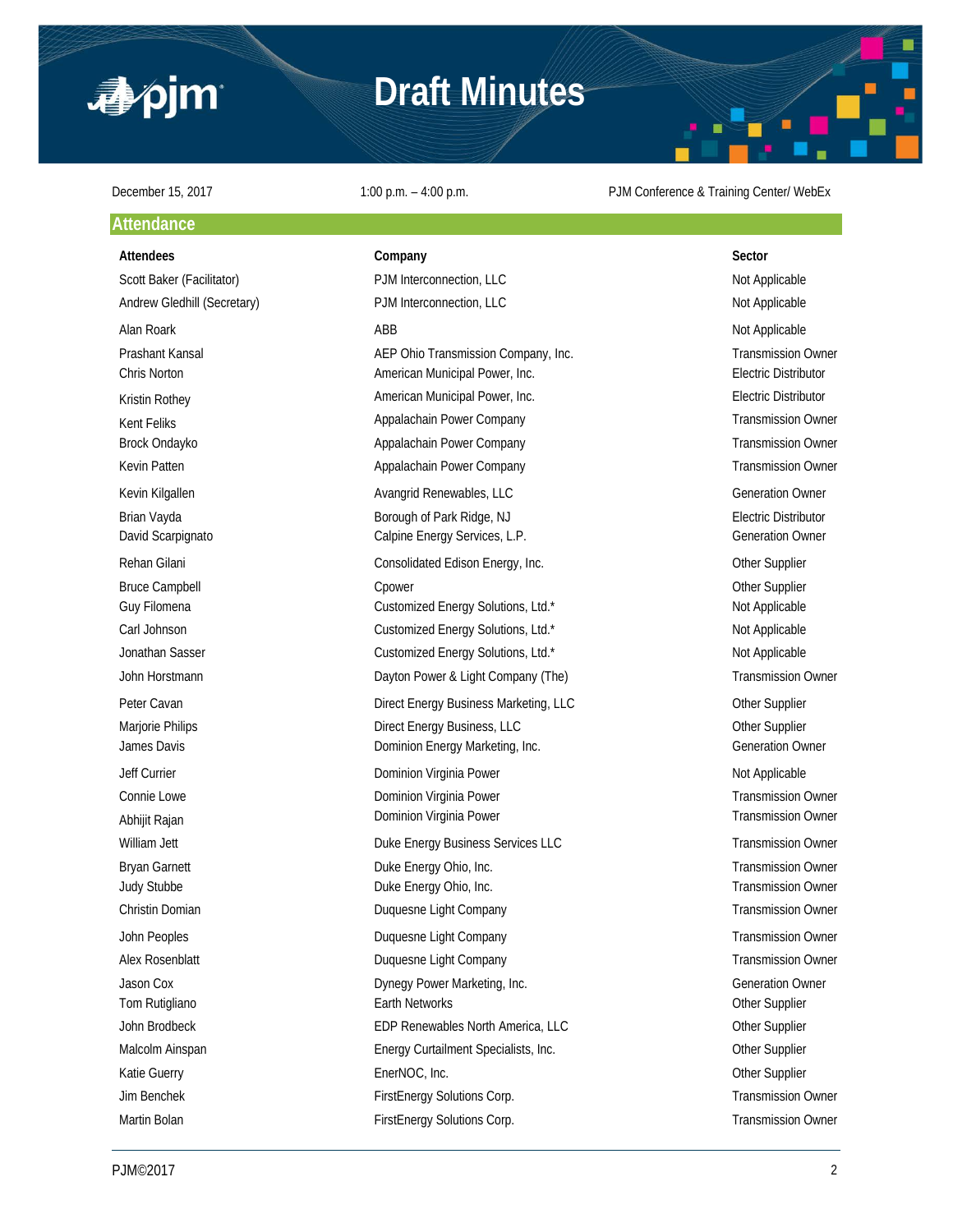# Draft Minutes

December 15, 2017 | 1:00 p.m. – 4:00 p.m. | PJM Conference & Training Center/ WebEx

## Attendance

| Attendees | Company | Sector |
|---|---|---|
| Scott Baker (Facilitator) | PJM Interconnection, LLC | Not Applicable |
| Andrew Gledhill (Secretary) | PJM Interconnection, LLC | Not Applicable |
| Alan Roark | ABB | Not Applicable |
| Prashant Kansal | AEP Ohio Transmission Company, Inc. | Transmission Owner |
| Chris Norton | American Municipal Power, Inc. | Electric Distributor |
| Kristin Rothey | American Municipal Power, Inc. | Electric Distributor |
| Kent Feliks | Appalachain Power Company | Transmission Owner |
| Brock Ondayko | Appalachain Power Company | Transmission Owner |
| Kevin Patten | Appalachain Power Company | Transmission Owner |
| Kevin Kilgallen | Avangrid Renewables, LLC | Generation Owner |
| Brian Vayda | Borough of Park Ridge, NJ | Electric Distributor |
| David Scarpignato | Calpine Energy Services, L.P. | Generation Owner |
| Rehan Gilani | Consolidated Edison Energy, Inc. | Other Supplier |
| Bruce Campbell | Cpower | Other Supplier |
| Guy Filomena | Customized Energy Solutions, Ltd.* | Not Applicable |
| Carl Johnson | Customized Energy Solutions, Ltd.* | Not Applicable |
| Jonathan Sasser | Customized Energy Solutions, Ltd.* | Not Applicable |
| John Horstmann | Dayton Power & Light Company (The) | Transmission Owner |
| Peter Cavan | Direct Energy Business Marketing, LLC | Other Supplier |
| Marjorie Philips | Direct Energy Business, LLC | Other Supplier |
| James Davis | Dominion Energy Marketing, Inc. | Generation Owner |
| Jeff Currier | Dominion Virginia Power | Not Applicable |
| Connie Lowe | Dominion Virginia Power | Transmission Owner |
| Abhijit Rajan | Dominion Virginia Power | Transmission Owner |
| William Jett | Duke Energy Business Services LLC | Transmission Owner |
| Bryan Garnett | Duke Energy Ohio, Inc. | Transmission Owner |
| Judy Stubbe | Duke Energy Ohio, Inc. | Transmission Owner |
| Christin Domian | Duquesne Light Company | Transmission Owner |
| John Peoples | Duquesne Light Company | Transmission Owner |
| Alex Rosenblatt | Duquesne Light Company | Transmission Owner |
| Jason Cox | Dynegy Power Marketing, Inc. | Generation Owner |
| Tom Rutigliano | Earth Networks | Other Supplier |
| John Brodbeck | EDP Renewables North America, LLC | Other Supplier |
| Malcolm Ainspan | Energy Curtailment Specialists, Inc. | Other Supplier |
| Katie Guerry | EnerNOC, Inc. | Other Supplier |
| Jim Benchek | FirstEnergy Solutions Corp. | Transmission Owner |
| Martin Bolan | FirstEnergy Solutions Corp. | Transmission Owner |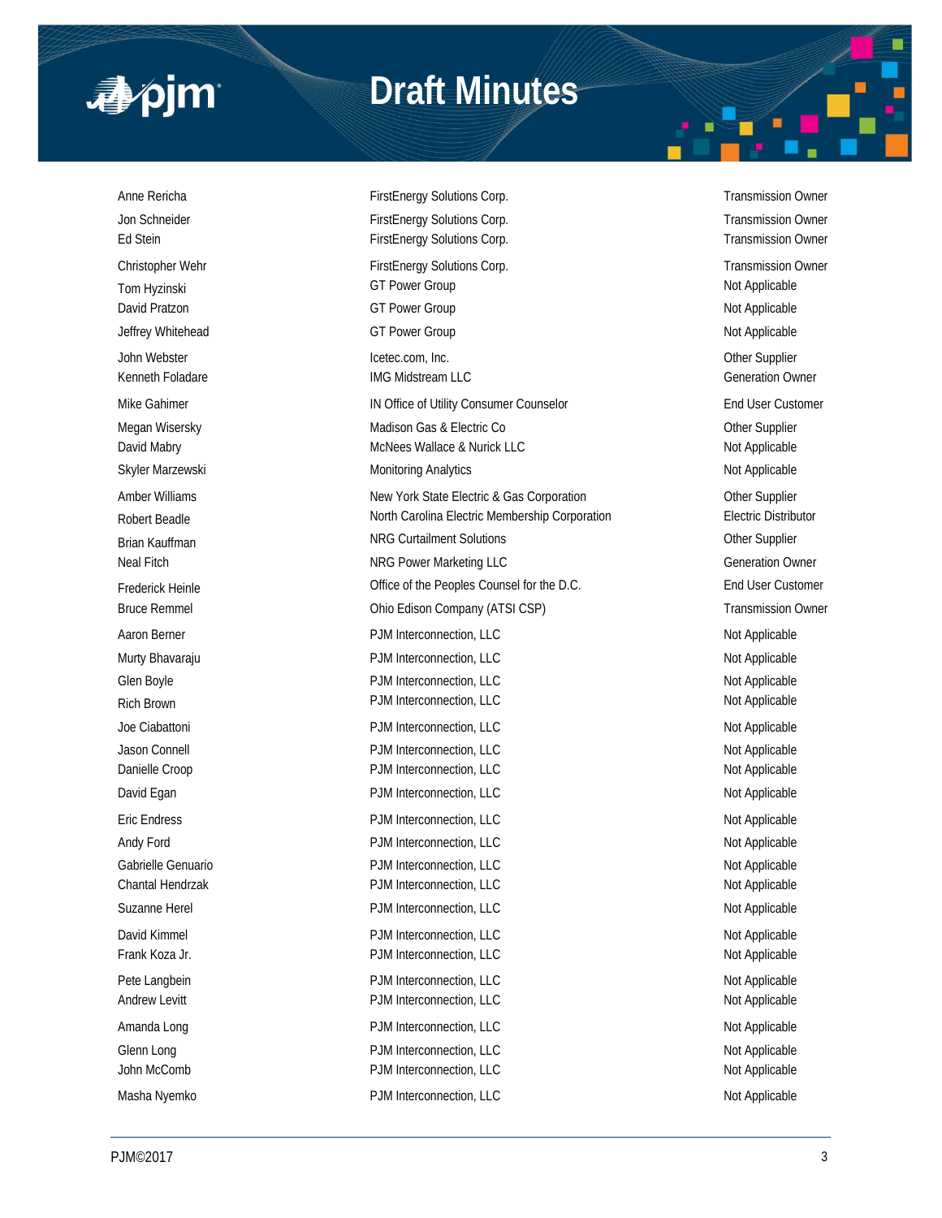| | | |
|---|---|---|
| Anne Rericha | FirstEnergy Solutions Corp. | Transmission Owner |
| Jon Schneider | FirstEnergy Solutions Corp. | Transmission Owner |
| Ed Stein | FirstEnergy Solutions Corp. | Transmission Owner |
| Christopher Wehr | FirstEnergy Solutions Corp. | Transmission Owner |
| Tom Hyzinski | GT Power Group | Not Applicable |
| David Pratzon | GT Power Group | Not Applicable |
| Jeffrey Whitehead | GT Power Group | Not Applicable |
| John Webster | Icetec.com, Inc. | Other Supplier |
| Kenneth Foladare | IMG Midstream LLC | Generation Owner |
| Mike Gahimer | IN Office of Utility Consumer Counselor | End User Customer |
| Megan Wisersky | Madison Gas & Electric Co | Other Supplier |
| David Mabry | McNees Wallace & Nurick LLC | Not Applicable |
| Skyler Marzewski | Monitoring Analytics | Not Applicable |
| Amber Williams | New York State Electric & Gas Corporation | Other Supplier |
| Robert Beadle | North Carolina Electric Membership Corporation | Electric Distributor |
| Brian Kauffman | NRG Curtailment Solutions | Other Supplier |
| Neal Fitch | NRG Power Marketing LLC | Generation Owner |
| Frederick Heinle | Office of the Peoples Counsel for the D.C. | End User Customer |
| Bruce Remmel | Ohio Edison Company (ATSI CSP) | Transmission Owner |
| Aaron Berner | PJM Interconnection, LLC | Not Applicable |
| Murty Bhavaraju | PJM Interconnection, LLC | Not Applicable |
| Glen Boyle | PJM Interconnection, LLC | Not Applicable |
| Rich Brown | PJM Interconnection, LLC | Not Applicable |
| Joe Ciabattoni | PJM Interconnection, LLC | Not Applicable |
| Jason Connell | PJM Interconnection, LLC | Not Applicable |
| Danielle Croop | PJM Interconnection, LLC | Not Applicable |
| David Egan | PJM Interconnection, LLC | Not Applicable |
| Eric Endress | PJM Interconnection, LLC | Not Applicable |
| Andy Ford | PJM Interconnection, LLC | Not Applicable |
| Gabrielle Genuario | PJM Interconnection, LLC | Not Applicable |
| Chantal Hendrzak | PJM Interconnection, LLC | Not Applicable |
| Suzanne Herel | PJM Interconnection, LLC | Not Applicable |
| David Kimmel | PJM Interconnection, LLC | Not Applicable |
| Frank Koza Jr. | PJM Interconnection, LLC | Not Applicable |
| Pete Langbein | PJM Interconnection, LLC | Not Applicable |
| Andrew Levitt | PJM Interconnection, LLC | Not Applicable |
| Amanda Long | PJM Interconnection, LLC | Not Applicable |
| Glenn Long | PJM Interconnection, LLC | Not Applicable |
| John McComb | PJM Interconnection, LLC | Not Applicable |
| Masha Nyemko | PJM Interconnection, LLC | Not Applicable |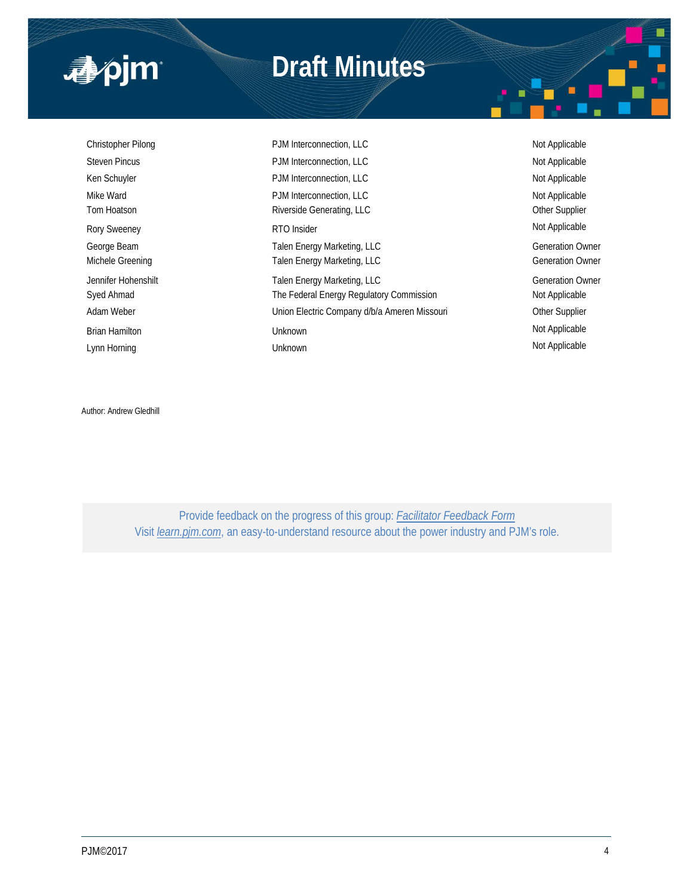| | | |
|---|---|---|
| Christopher Pilong | PJM Interconnection, LLC | Not Applicable |
| Steven Pincus | PJM Interconnection, LLC | Not Applicable |
| Ken Schuyler | PJM Interconnection, LLC | Not Applicable |
| Mike Ward | PJM Interconnection, LLC | Not Applicable |
| Tom Hoatson | Riverside Generating, LLC | Other Supplier |
| Rory Sweeney | RTO Insider | Not Applicable |
| George Beam | Talen Energy Marketing, LLC | Generation Owner |
| Michele Greening | Talen Energy Marketing, LLC | Generation Owner |
| Jennifer Hohenshilt | Talen Energy Marketing, LLC | Generation Owner |
| Syed Ahmad | The Federal Energy Regulatory Commission | Not Applicable |
| Adam Weber | Union Electric Company d/b/a Ameren Missouri | Other Supplier |
| Brian Hamilton | Unknown | Not Applicable |
| Lynn Horning | Unknown | Not Applicable |

Author: Andrew Gledhill

Provide feedback on the progress of this group: *Facilitator Feedback Form*
Visit *learn.pjm.com*, an easy-to-understand resource about the power industry and PJM's role.